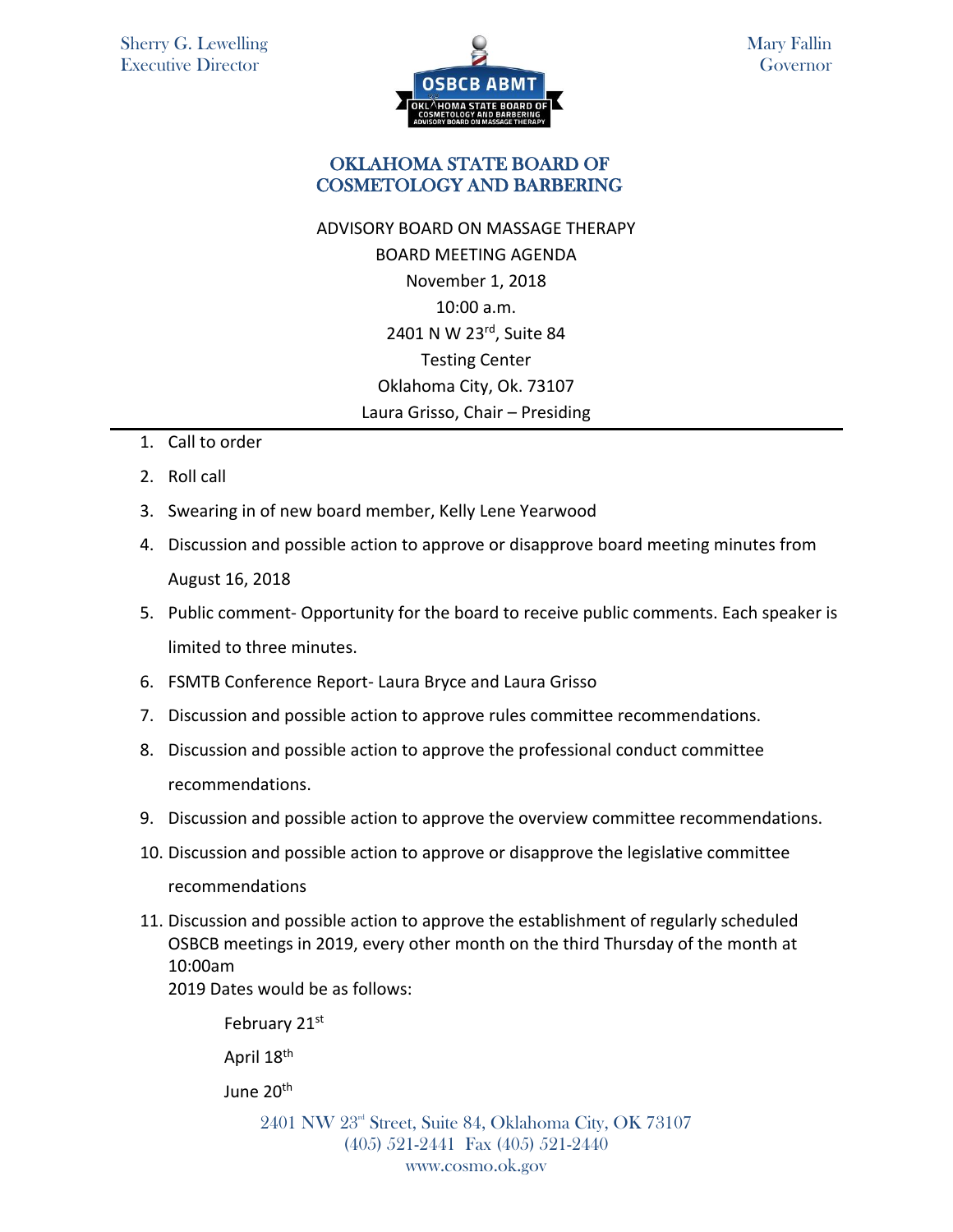Sherry G. Lewelling
Executive Director

Mary Fallin
Governor

# OKLAHOMA STATE BOARD OF COSMETOLOGY AND BARBERING

ADVISORY BOARD ON MASSAGE THERAPY
BOARD MEETING AGENDA
November 1, 2018
10:00 a.m.
2401 N W 23rd, Suite 84
Testing Center
Oklahoma City, Ok. 73107
Laura Grisso, Chair – Presiding

---

1. Call to order
2. Roll call
3. Swearing in of new board member, Kelly Lene Yearwood
4. Discussion and possible action to approve or disapprove board meeting minutes from August 16, 2018
5. Public comment- Opportunity for the board to receive public comments. Each speaker is limited to three minutes.
6. FSMTB Conference Report- Laura Bryce and Laura Grisso
7. Discussion and possible action to approve rules committee recommendations.
8. Discussion and possible action to approve the professional conduct committee recommendations.
9. Discussion and possible action to approve the overview committee recommendations.
10. Discussion and possible action to approve or disapprove the legislative committee recommendations
11. Discussion and possible action to approve the establishment of regularly scheduled OSBCB meetings in 2019, every other month on the third Thursday of the month at 10:00am
    2019 Dates would be as follows:

    February 21st

    April 18th

    June 20th

2401 NW 23rd Street, Suite 84, Oklahoma City, OK 73107
(405) 521-2441 Fax (405) 521-2440
www.cosmo.ok.gov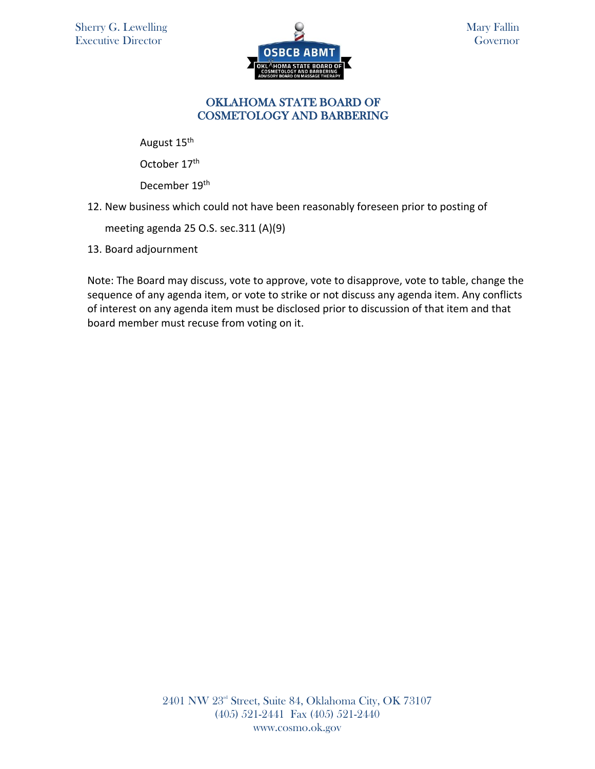August 15th

October 17th

December 19th

12. New business which could not have been reasonably foreseen prior to posting of meeting agenda 25 O.S. sec.311 (A)(9)
13. Board adjournment

Note: The Board may discuss, vote to approve, vote to disapprove, vote to table, change the sequence of any agenda item, or vote to strike or not discuss any agenda item. Any conflicts of interest on any agenda item must be disclosed prior to discussion of that item and that board member must recuse from voting on it.